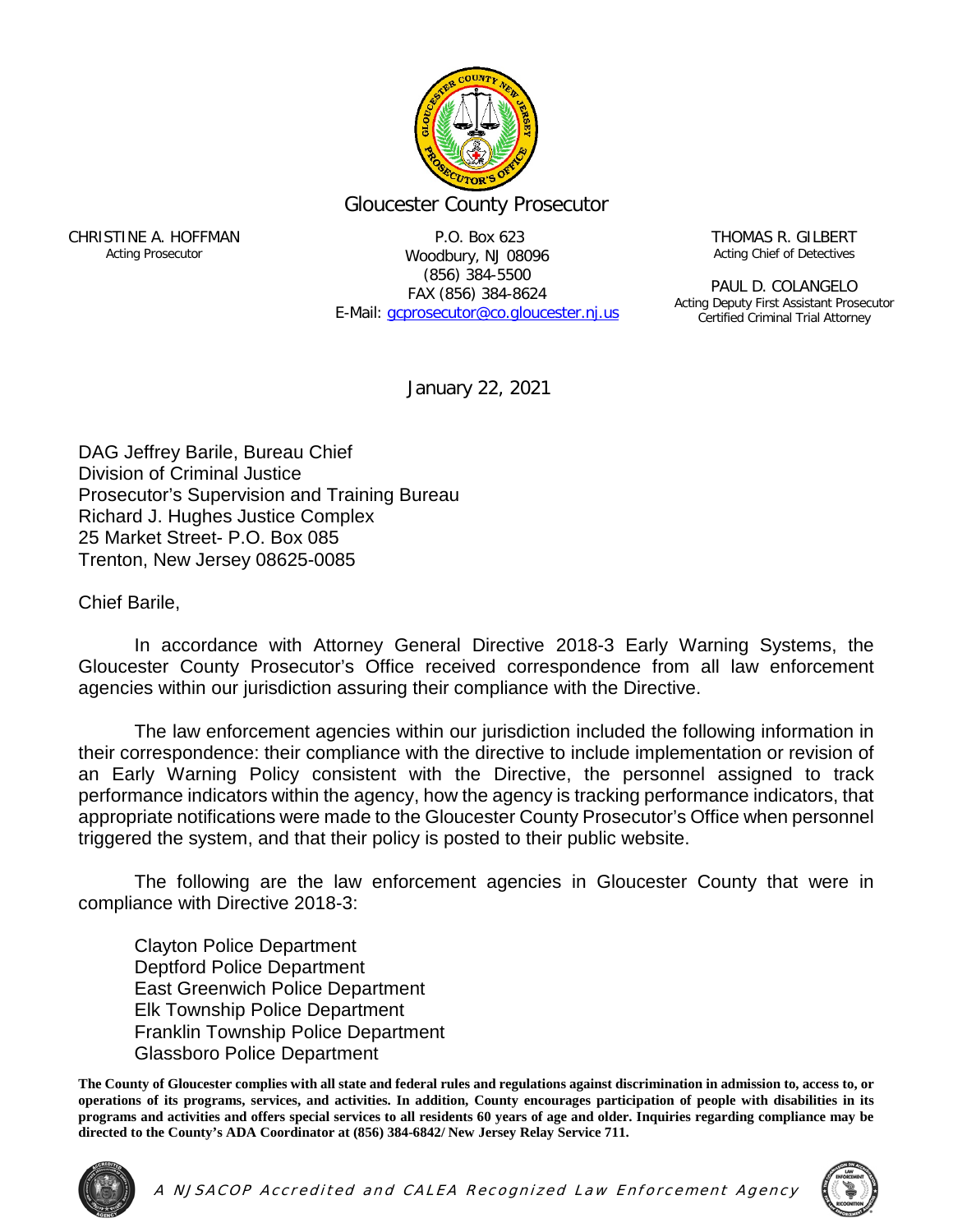# Gloucester County Prosecutor

CHRISTINE A. HOFFMAN
Acting Prosecutor

P.O. Box 623
Woodbury, NJ 08096
(856) 384-5500
FAX (856) 384-8624
E-Mail: gcprosecutor@co.gloucester.nj.us

THOMAS R. GILBERT
Acting Chief of Detectives

PAUL D. COLANGELO
Acting Deputy First Assistant Prosecutor
Certified Criminal Trial Attorney

January 22, 2021

DAG Jeffrey Barile, Bureau Chief
Division of Criminal Justice
Prosecutor's Supervision and Training Bureau
Richard J. Hughes Justice Complex
25 Market Street- P.O. Box 085
Trenton, New Jersey 08625-0085

Chief Barile,

In accordance with Attorney General Directive 2018-3 Early Warning Systems, the Gloucester County Prosecutor's Office received correspondence from all law enforcement agencies within our jurisdiction assuring their compliance with the Directive.

The law enforcement agencies within our jurisdiction included the following information in their correspondence: their compliance with the directive to include implementation or revision of an Early Warning Policy consistent with the Directive, the personnel assigned to track performance indicators within the agency, how the agency is tracking performance indicators, that appropriate notifications were made to the Gloucester County Prosecutor's Office when personnel triggered the system, and that their policy is posted to their public website.

The following are the law enforcement agencies in Gloucester County that were in compliance with Directive 2018-3:

Clayton Police Department
Deptford Police Department
East Greenwich Police Department
Elk Township Police Department
Franklin Township Police Department
Glassboro Police Department

**The County of Gloucester complies with all state and federal rules and regulations against discrimination in admission to, access to, or operations of its programs, services, and activities. In addition, County encourages participation of people with disabilities in its programs and activities and offers special services to all residents 60 years of age and older. Inquiries regarding compliance may be directed to the County's ADA Coordinator at (856) 384-6842/ New Jersey Relay Service 711.**

*A NJSACOP Accredited and CALEA Recognized Law Enforcement Agency*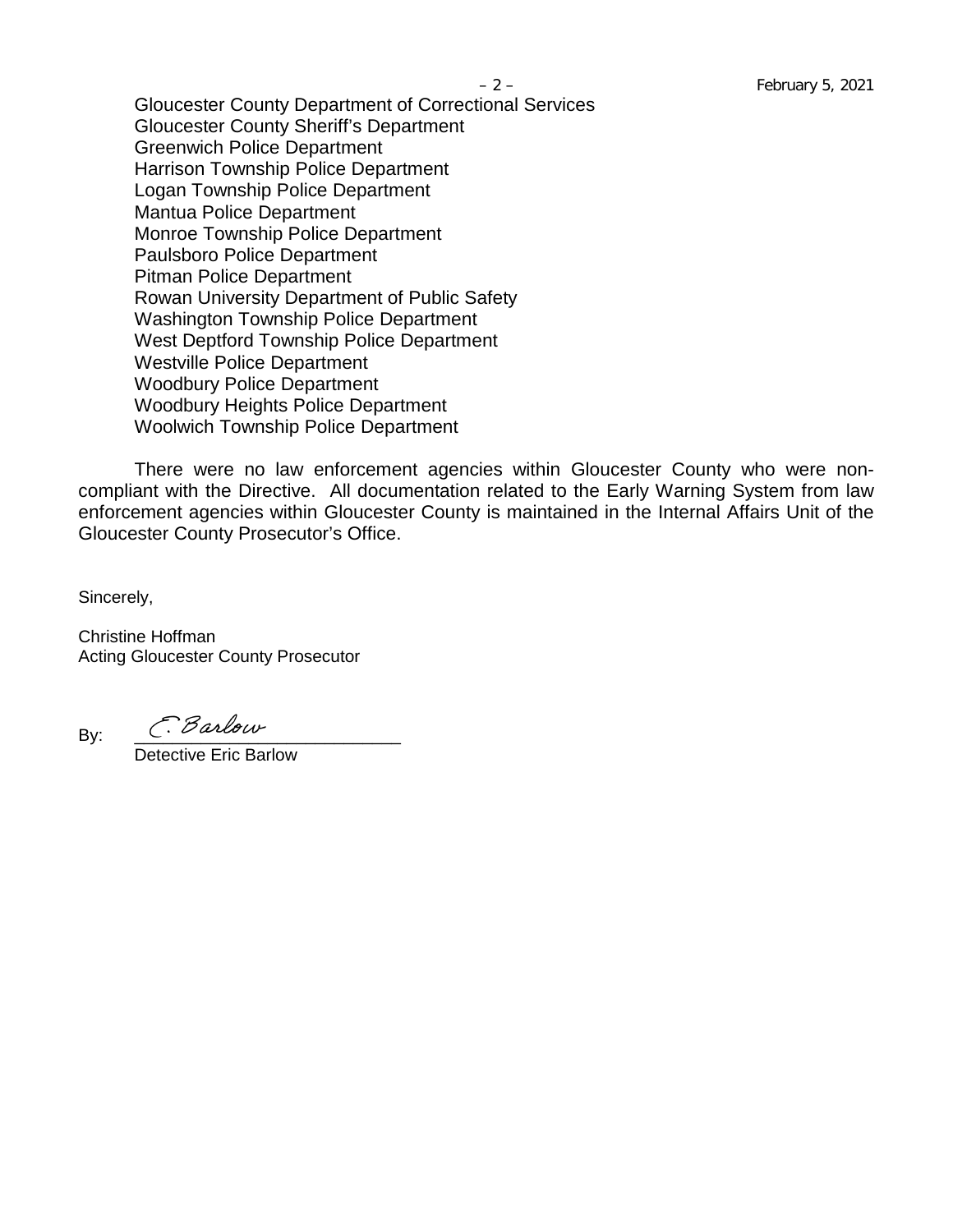Gloucester County Department of Correctional Services
Gloucester County Sheriff's Department
Greenwich Police Department
Harrison Township Police Department
Logan Township Police Department
Mantua Police Department
Monroe Township Police Department
Paulsboro Police Department
Pitman Police Department
Rowan University Department of Public Safety
Washington Township Police Department
West Deptford Township Police Department
Westville Police Department
Woodbury Police Department
Woodbury Heights Police Department
Woolwich Township Police Department

There were no law enforcement agencies within Gloucester County who were non-compliant with the Directive. All documentation related to the Early Warning System from law enforcement agencies within Gloucester County is maintained in the Internal Affairs Unit of the Gloucester County Prosecutor's Office.

Sincerely,

Christine Hoffman
Acting Gloucester County Prosecutor

By: E. Barlow
Detective Eric Barlow